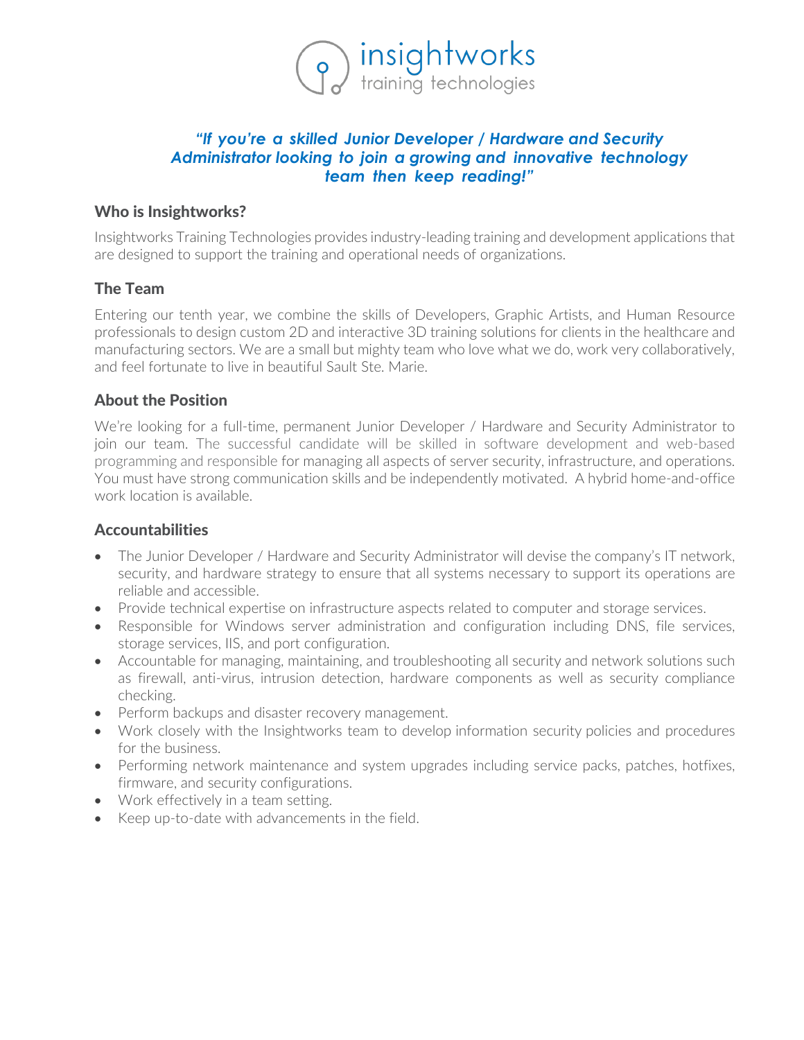insightworks
training technologies

***"If you're a skilled Junior Developer / Hardware and Security Administrator looking to join a growing and innovative technology team then keep reading!"***

## Who is Insightworks?

Insightworks Training Technologies provides industry-leading training and development applications that are designed to support the training and operational needs of organizations.

## The Team

Entering our tenth year, we combine the skills of Developers, Graphic Artists, and Human Resource professionals to design custom 2D and interactive 3D training solutions for clients in the healthcare and manufacturing sectors. We are a small but mighty team who love what we do, work very collaboratively, and feel fortunate to live in beautiful Sault Ste. Marie.

## About the Position

We're looking for a full-time, permanent Junior Developer / Hardware and Security Administrator to join our team. The successful candidate will be skilled in software development and web-based programming and responsible for managing all aspects of server security, infrastructure, and operations. You must have strong communication skills and be independently motivated. A hybrid home-and-office work location is available.

## Accountabilities

- The Junior Developer / Hardware and Security Administrator will devise the company's IT network, security, and hardware strategy to ensure that all systems necessary to support its operations are reliable and accessible.
- Provide technical expertise on infrastructure aspects related to computer and storage services.
- Responsible for Windows server administration and configuration including DNS, file services, storage services, IIS, and port configuration.
- Accountable for managing, maintaining, and troubleshooting all security and network solutions such as firewall, anti-virus, intrusion detection, hardware components as well as security compliance checking.
- Perform backups and disaster recovery management.
- Work closely with the Insightworks team to develop information security policies and procedures for the business.
- Performing network maintenance and system upgrades including service packs, patches, hotfixes, firmware, and security configurations.
- Work effectively in a team setting.
- Keep up-to-date with advancements in the field.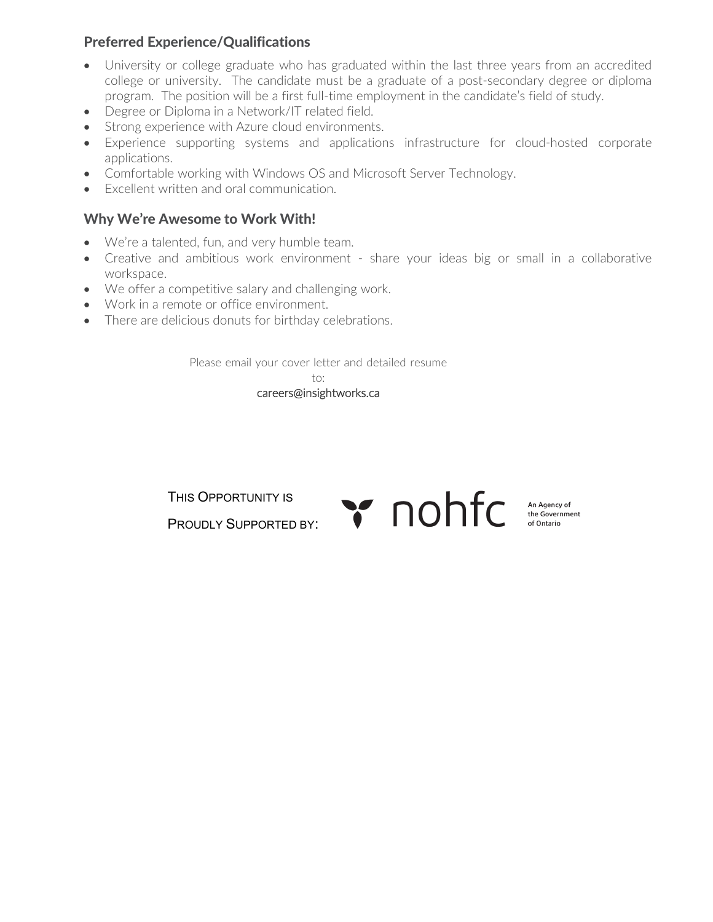## Preferred Experience/Qualifications

- University or college graduate who has graduated within the last three years from an accredited college or university. The candidate must be a graduate of a post-secondary degree or diploma program. The position will be a first full-time employment in the candidate's field of study.
- Degree or Diploma in a Network/IT related field.
- Strong experience with Azure cloud environments.
- Experience supporting systems and applications infrastructure for cloud-hosted corporate applications.
- Comfortable working with Windows OS and Microsoft Server Technology.
- Excellent written and oral communication.

## Why We're Awesome to Work With!

- We're a talented, fun, and very humble team.
- Creative and ambitious work environment - share your ideas big or small in a collaborative workspace.
- We offer a competitive salary and challenging work.
- Work in a remote or office environment.
- There are delicious donuts for birthday celebrations.

Please email your cover letter and detailed resume to:
careers@insightworks.ca

THIS OPPORTUNITY IS PROUDLY SUPPORTED BY: nohfc An Agency of the Government of Ontario